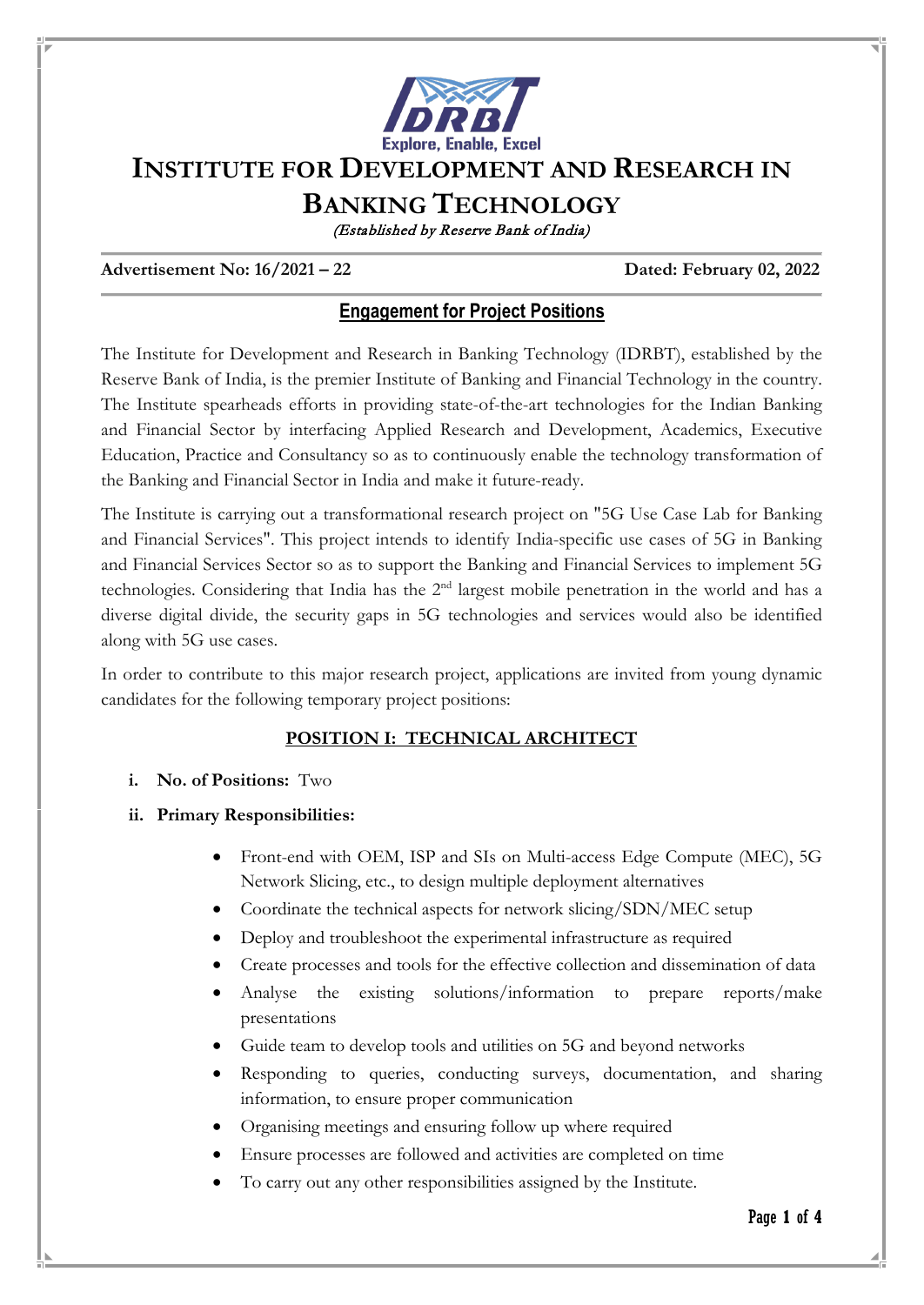# Institute for Development and Research in Banking Technology

*(Established by Reserve Bank of India)*

**Advertisement No: 16/2021 – 22** **Dated: February 02, 2022**

## Engagement for Project Positions

The Institute for Development and Research in Banking Technology (IDRBT), established by the Reserve Bank of India, is the premier Institute of Banking and Financial Technology in the country. The Institute spearheads efforts in providing state-of-the-art technologies for the Indian Banking and Financial Sector by interfacing Applied Research and Development, Academics, Executive Education, Practice and Consultancy so as to continuously enable the technology transformation of the Banking and Financial Sector in India and make it future-ready.

The Institute is carrying out a transformational research project on "5G Use Case Lab for Banking and Financial Services". This project intends to identify India-specific use cases of 5G in Banking and Financial Services Sector so as to support the Banking and Financial Services to implement 5G technologies. Considering that India has the 2nd largest mobile penetration in the world and has a diverse digital divide, the security gaps in 5G technologies and services would also be identified along with 5G use cases.

In order to contribute to this major research project, applications are invited from young dynamic candidates for the following temporary project positions:

### POSITION I: TECHNICAL ARCHITECT

i. **No. of Positions:** Two

ii. **Primary Responsibilities:**

- Front-end with OEM, ISP and SIs on Multi-access Edge Compute (MEC), 5G Network Slicing, etc., to design multiple deployment alternatives
- Coordinate the technical aspects for network slicing/SDN/MEC setup
- Deploy and troubleshoot the experimental infrastructure as required
- Create processes and tools for the effective collection and dissemination of data
- Analyse the existing solutions/information to prepare reports/make presentations
- Guide team to develop tools and utilities on 5G and beyond networks
- Responding to queries, conducting surveys, documentation, and sharing information, to ensure proper communication
- Organising meetings and ensuring follow up where required
- Ensure processes are followed and activities are completed on time
- To carry out any other responsibilities assigned by the Institute.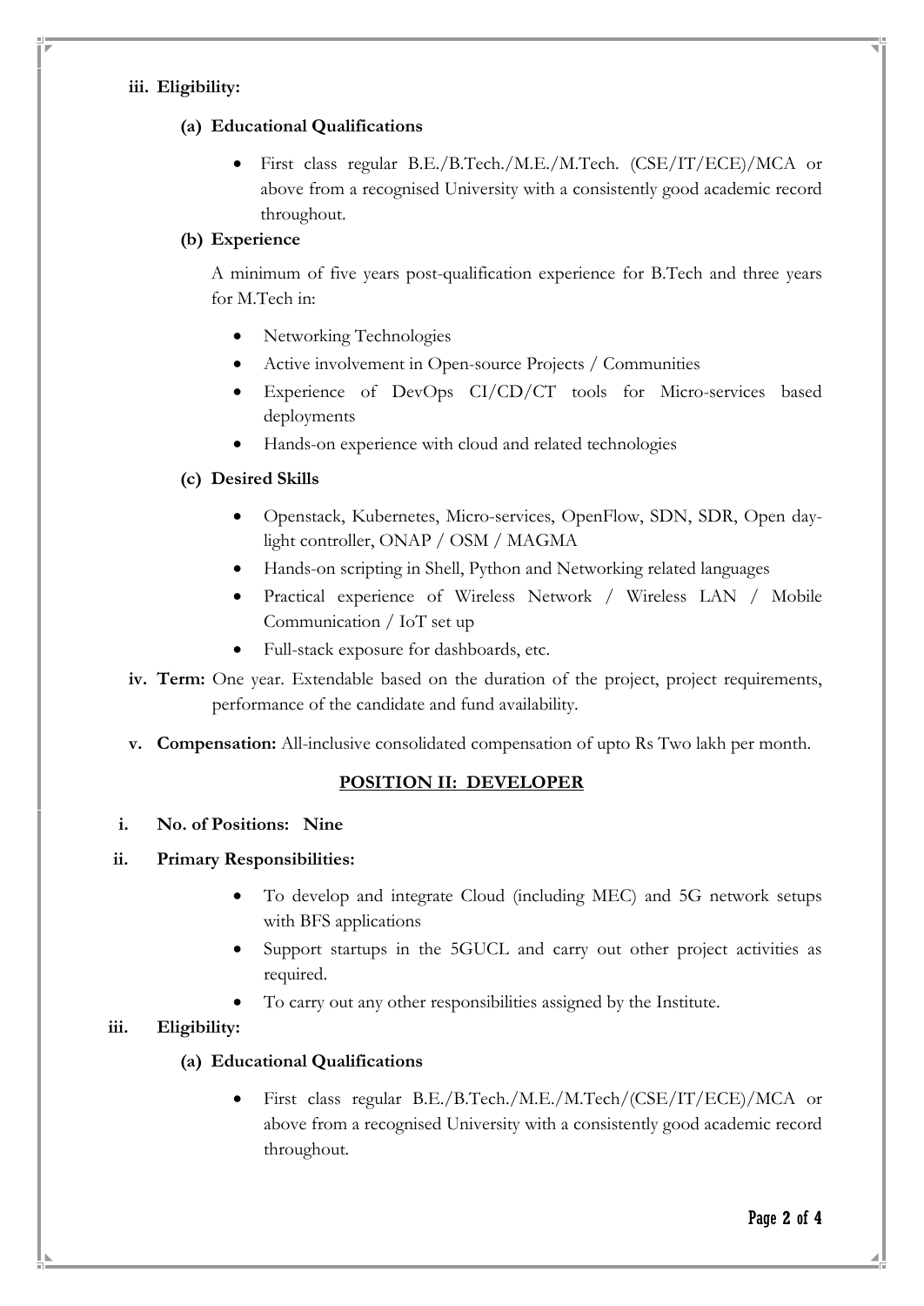**iii. Eligibility:**

**(a) Educational Qualifications**

- First class regular B.E./B.Tech./M.E./M.Tech. (CSE/IT/ECE)/MCA or above from a recognised University with a consistently good academic record throughout.

**(b) Experience**

A minimum of five years post-qualification experience for B.Tech and three years for M.Tech in:

- Networking Technologies
- Active involvement in Open-source Projects / Communities
- Experience of DevOps CI/CD/CT tools for Micro-services based deployments
- Hands-on experience with cloud and related technologies

**(c) Desired Skills**

- Openstack, Kubernetes, Micro-services, OpenFlow, SDN, SDR, Open day-light controller, ONAP / OSM / MAGMA
- Hands-on scripting in Shell, Python and Networking related languages
- Practical experience of Wireless Network / Wireless LAN / Mobile Communication / IoT set up
- Full-stack exposure for dashboards, etc.

**iv. Term:** One year. Extendable based on the duration of the project, project requirements, performance of the candidate and fund availability.

**v. Compensation:** All-inclusive consolidated compensation of upto Rs Two lakh per month.

## POSITION II: DEVELOPER

**i. No. of Positions: Nine**

**ii. Primary Responsibilities:**

- To develop and integrate Cloud (including MEC) and 5G network setups with BFS applications
- Support startups in the 5GUCL and carry out other project activities as required.
- To carry out any other responsibilities assigned by the Institute.

**iii. Eligibility:**

**(a) Educational Qualifications**

- First class regular B.E./B.Tech./M.E./M.Tech/(CSE/IT/ECE)/MCA or above from a recognised University with a consistently good academic record throughout.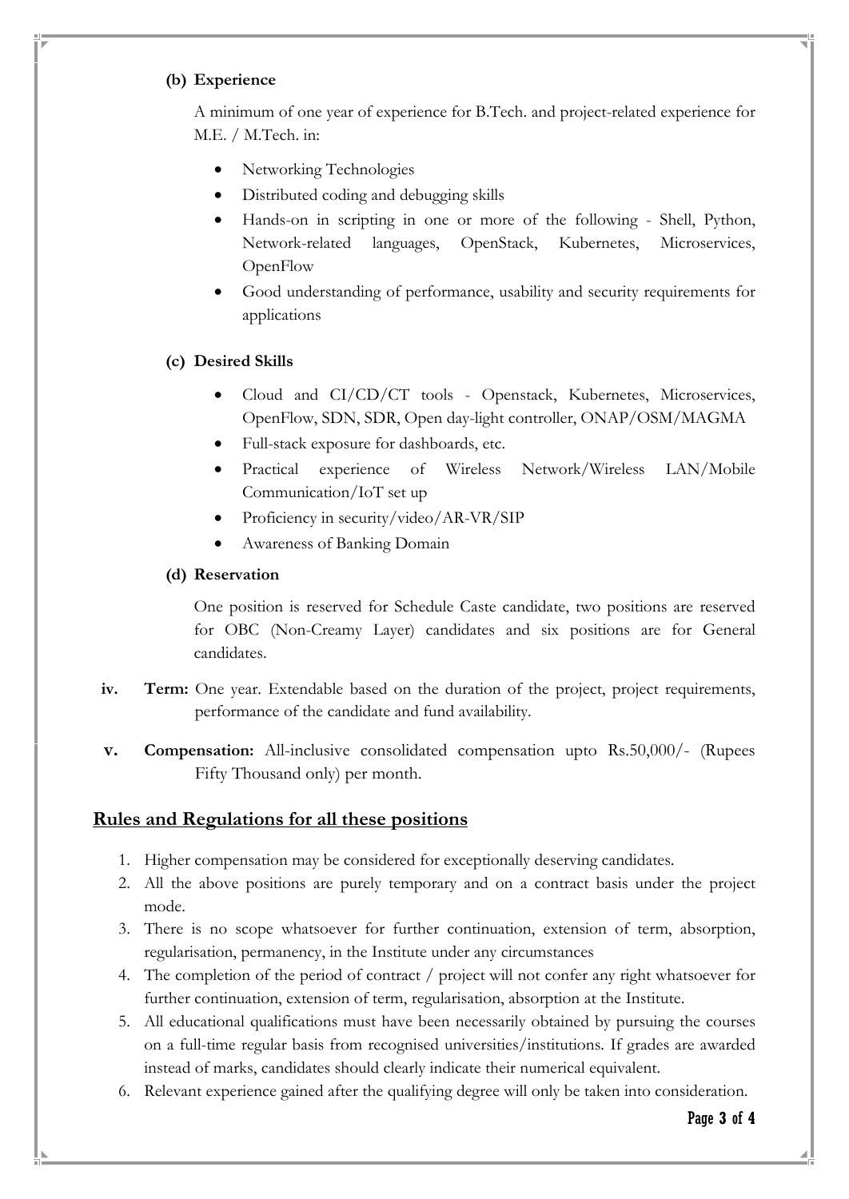**(b) Experience**

A minimum of one year of experience for B.Tech. and project-related experience for M.E. / M.Tech. in:

- Networking Technologies
- Distributed coding and debugging skills
- Hands-on in scripting in one or more of the following - Shell, Python, Network-related languages, OpenStack, Kubernetes, Microservices, OpenFlow
- Good understanding of performance, usability and security requirements for applications

**(c) Desired Skills**

- Cloud and CI/CD/CT tools - Openstack, Kubernetes, Microservices, OpenFlow, SDN, SDR, Open day-light controller, ONAP/OSM/MAGMA
- Full-stack exposure for dashboards, etc.
- Practical experience of Wireless Network/Wireless LAN/Mobile Communication/IoT set up
- Proficiency in security/video/AR-VR/SIP
- Awareness of Banking Domain

**(d) Reservation**

One position is reserved for Schedule Caste candidate, two positions are reserved for OBC (Non-Creamy Layer) candidates and six positions are for General candidates.

**iv. Term:** One year. Extendable based on the duration of the project, project requirements, performance of the candidate and fund availability.

**v. Compensation:** All-inclusive consolidated compensation upto Rs.50,000/- (Rupees Fifty Thousand only) per month.

## Rules and Regulations for all these positions

1. Higher compensation may be considered for exceptionally deserving candidates.
2. All the above positions are purely temporary and on a contract basis under the project mode.
3. There is no scope whatsoever for further continuation, extension of term, absorption, regularisation, permanency, in the Institute under any circumstances
4. The completion of the period of contract / project will not confer any right whatsoever for further continuation, extension of term, regularisation, absorption at the Institute.
5. All educational qualifications must have been necessarily obtained by pursuing the courses on a full-time regular basis from recognised universities/institutions. If grades are awarded instead of marks, candidates should clearly indicate their numerical equivalent.
6. Relevant experience gained after the qualifying degree will only be taken into consideration.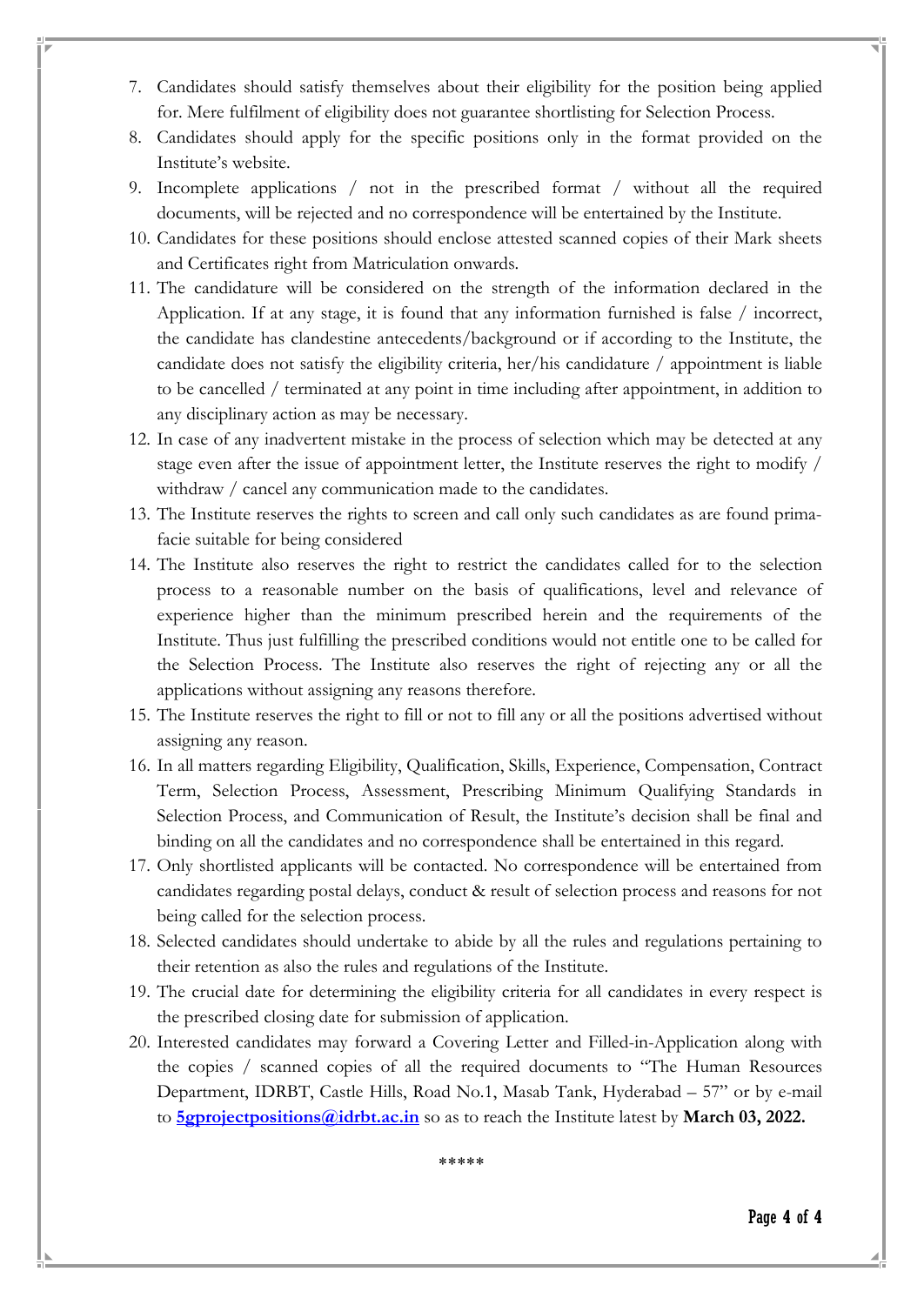7. Candidates should satisfy themselves about their eligibility for the position being applied for. Mere fulfilment of eligibility does not guarantee shortlisting for Selection Process.
8. Candidates should apply for the specific positions only in the format provided on the Institute's website.
9. Incomplete applications / not in the prescribed format / without all the required documents, will be rejected and no correspondence will be entertained by the Institute.
10. Candidates for these positions should enclose attested scanned copies of their Mark sheets and Certificates right from Matriculation onwards.
11. The candidature will be considered on the strength of the information declared in the Application. If at any stage, it is found that any information furnished is false / incorrect, the candidate has clandestine antecedents/background or if according to the Institute, the candidate does not satisfy the eligibility criteria, her/his candidature / appointment is liable to be cancelled / terminated at any point in time including after appointment, in addition to any disciplinary action as may be necessary.
12. In case of any inadvertent mistake in the process of selection which may be detected at any stage even after the issue of appointment letter, the Institute reserves the right to modify / withdraw / cancel any communication made to the candidates.
13. The Institute reserves the rights to screen and call only such candidates as are found prima-facie suitable for being considered
14. The Institute also reserves the right to restrict the candidates called for to the selection process to a reasonable number on the basis of qualifications, level and relevance of experience higher than the minimum prescribed herein and the requirements of the Institute. Thus just fulfilling the prescribed conditions would not entitle one to be called for the Selection Process. The Institute also reserves the right of rejecting any or all the applications without assigning any reasons therefore.
15. The Institute reserves the right to fill or not to fill any or all the positions advertised without assigning any reason.
16. In all matters regarding Eligibility, Qualification, Skills, Experience, Compensation, Contract Term, Selection Process, Assessment, Prescribing Minimum Qualifying Standards in Selection Process, and Communication of Result, the Institute's decision shall be final and binding on all the candidates and no correspondence shall be entertained in this regard.
17. Only shortlisted applicants will be contacted. No correspondence will be entertained from candidates regarding postal delays, conduct & result of selection process and reasons for not being called for the selection process.
18. Selected candidates should undertake to abide by all the rules and regulations pertaining to their retention as also the rules and regulations of the Institute.
19. The crucial date for determining the eligibility criteria for all candidates in every respect is the prescribed closing date for submission of application.
20. Interested candidates may forward a Covering Letter and Filled-in-Application along with the copies / scanned copies of all the required documents to "The Human Resources Department, IDRBT, Castle Hills, Road No.1, Masab Tank, Hyderabad – 57" or by e-mail to **5gprojectpositions@idrbt.ac.in** so as to reach the Institute latest by **March 03, 2022.**

*****